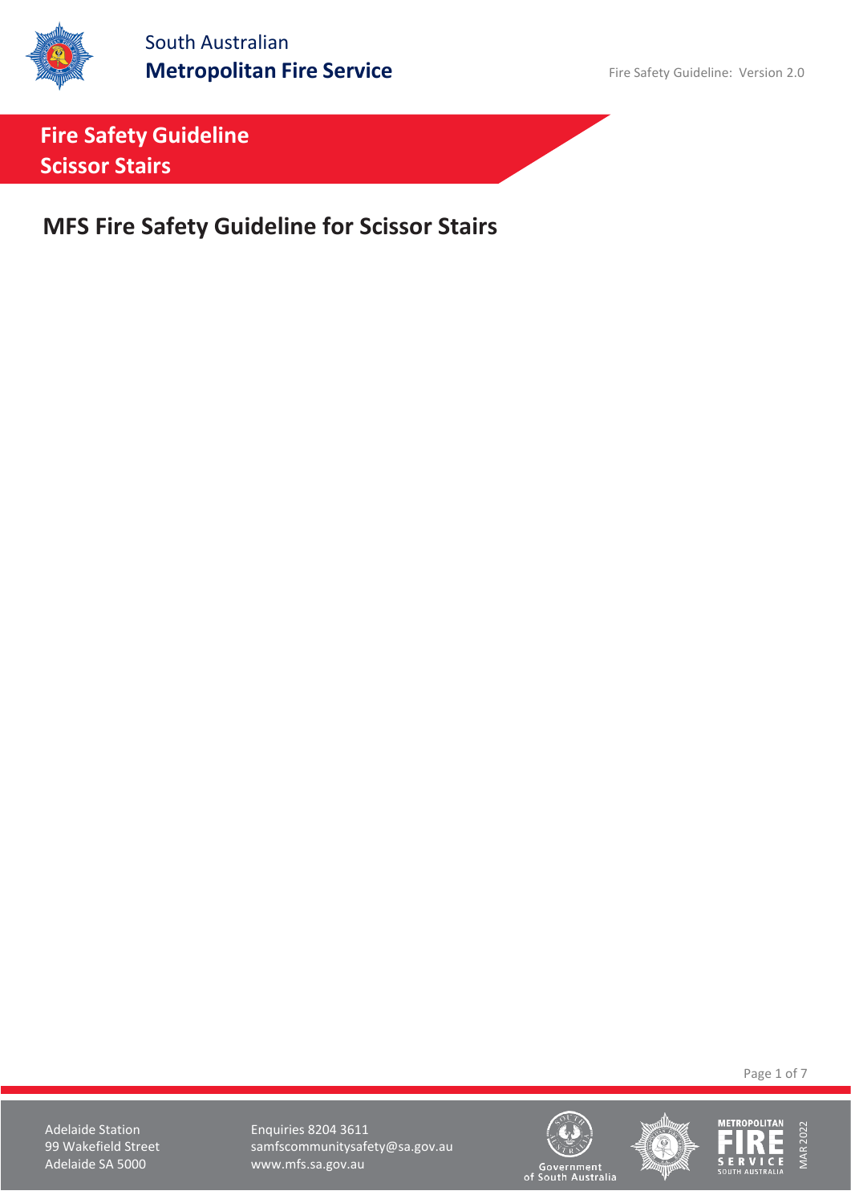# Fire Safety Guideline
# Scissor Stairs

## MFS Fire Safety Guideline for Scissor Stairs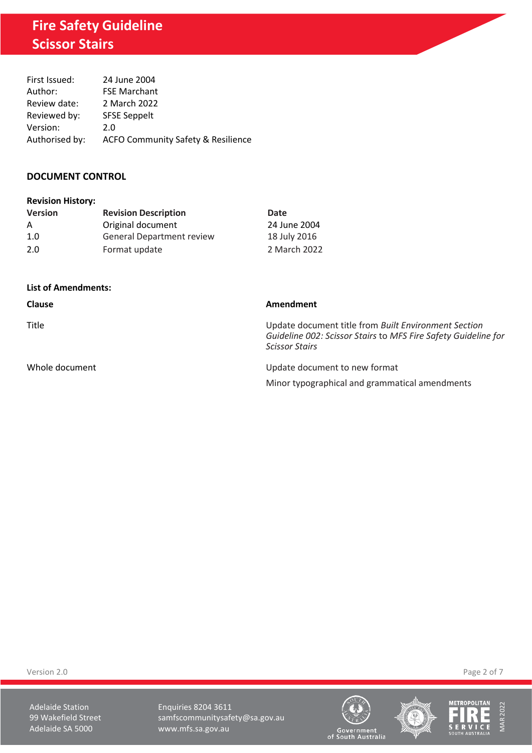# Fire Safety Guideline
# Scissor Stairs

| | |
|---|---|
| First Issued: | 24 June 2004 |
| Author: | FSE Marchant |
| Review date: | 2 March 2022 |
| Reviewed by: | SFSE Seppelt |
| Version: | 2.0 |
| Authorised by: | ACFO Community Safety & Resilience |

## DOCUMENT CONTROL

**Revision History:**

| Version | Revision Description | Date |
|---|---|---|
| A | Original document | 24 June 2004 |
| 1.0 | General Department review | 18 July 2016 |
| 2.0 | Format update | 2 March 2022 |

**List of Amendments:**

| Clause | Amendment |
|---|---|
| Title | Update document title from *Built Environment Section Guideline 002: Scissor Stairs* to *MFS Fire Safety Guideline for Scissor Stairs* |
| Whole document | Update document to new format |
| | Minor typographical and grammatical amendments |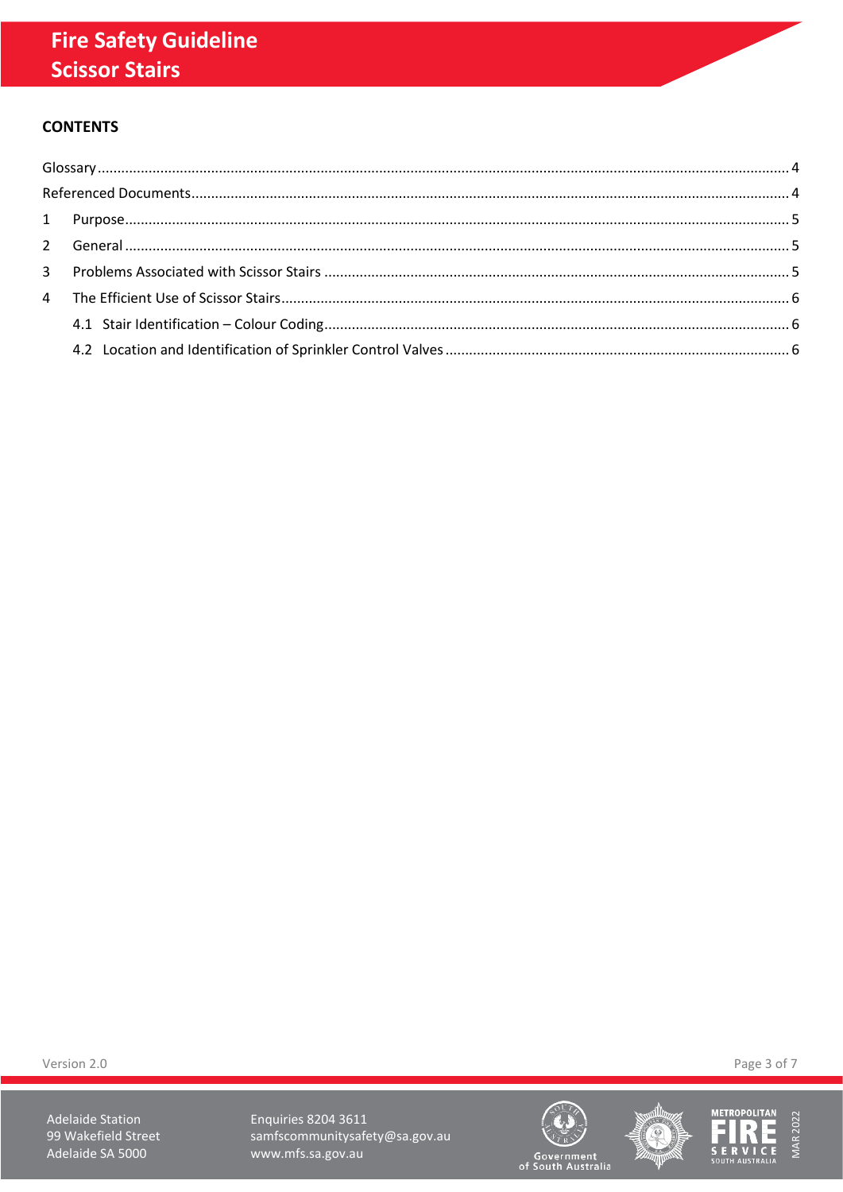## CONTENTS

Glossary ........................................................................................................................................................ 4

Referenced Documents ..................................................................................................................................... 4

1 Purpose ...................................................................................................................................................... 5

2 General ....................................................................................................................................................... 5

3 Problems Associated with Scissor Stairs ....................................................................................................... 5

4 The Efficient Use of Scissor Stairs ................................................................................................................ 6

4.1 Stair Identification – Colour Coding ........................................................................................................ 6

4.2 Location and Identification of Sprinkler Control Valves ........................................................................... 6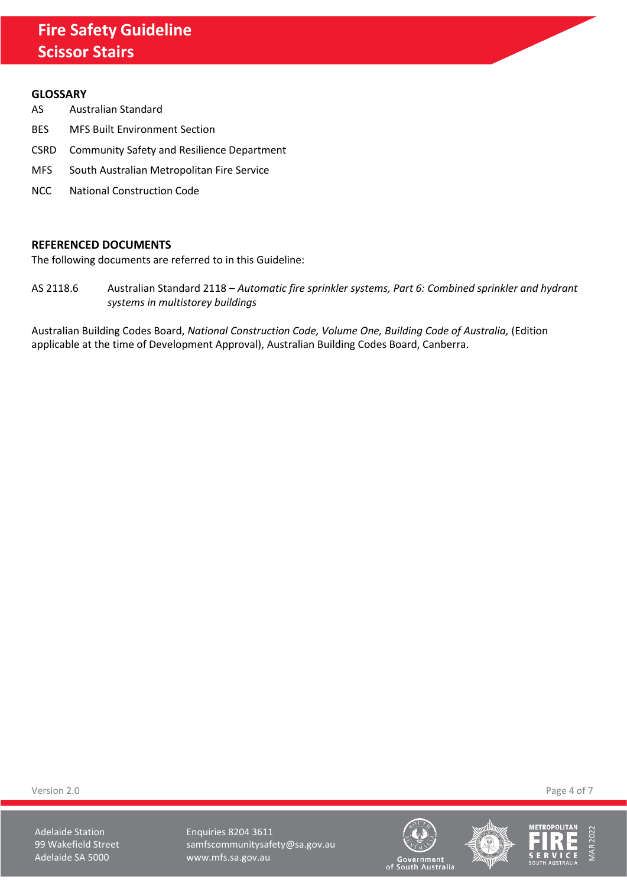## GLOSSARY

| | |
|---|---|
| AS | Australian Standard |
| BES | MFS Built Environment Section |
| CSRD | Community Safety and Resilience Department |
| MFS | South Australian Metropolitan Fire Service |
| NCC | National Construction Code |

## REFERENCED DOCUMENTS

The following documents are referred to in this Guideline:

AS 2118.6 Australian Standard 2118 – *Automatic fire sprinkler systems, Part 6: Combined sprinkler and hydrant systems in multistorey buildings*

Australian Building Codes Board, *National Construction Code, Volume One, Building Code of Australia,* (Edition applicable at the time of Development Approval), Australian Building Codes Board, Canberra.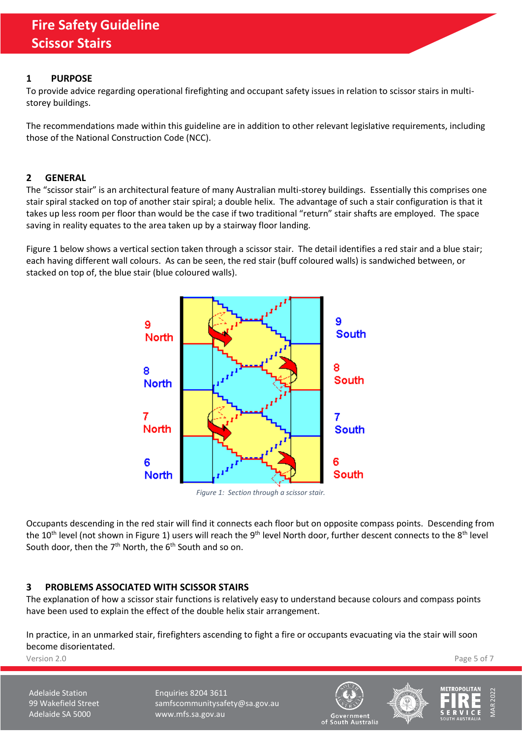# Fire Safety Guideline
# Scissor Stairs

## 1 PURPOSE

To provide advice regarding operational firefighting and occupant safety issues in relation to scissor stairs in multi-storey buildings.

The recommendations made within this guideline are in addition to other relevant legislative requirements, including those of the National Construction Code (NCC).

## 2 GENERAL

The "scissor stair" is an architectural feature of many Australian multi-storey buildings. Essentially this comprises one stair spiral stacked on top of another stair spiral; a double helix. The advantage of such a stair configuration is that it takes up less room per floor than would be the case if two traditional "return" stair shafts are employed. The space saving in reality equates to the area taken up by a stairway floor landing.

Figure 1 below shows a vertical section taken through a scissor stair. The detail identifies a red stair and a blue stair; each having different wall colours. As can be seen, the red stair (buff coloured walls) is sandwiched between, or stacked on top of, the blue stair (blue coloured walls).

*Figure 1: Section through a scissor stair.*

Occupants descending in the red stair will find it connects each floor but on opposite compass points. Descending from the 10th level (not shown in Figure 1) users will reach the 9th level North door, further descent connects to the 8th level South door, then the 7th North, the 6th South and so on.

## 3 PROBLEMS ASSOCIATED WITH SCISSOR STAIRS

The explanation of how a scissor stair functions is relatively easy to understand because colours and compass points have been used to explain the effect of the double helix stair arrangement.

In practice, in an unmarked stair, firefighters ascending to fight a fire or occupants evacuating via the stair will soon become disorientated.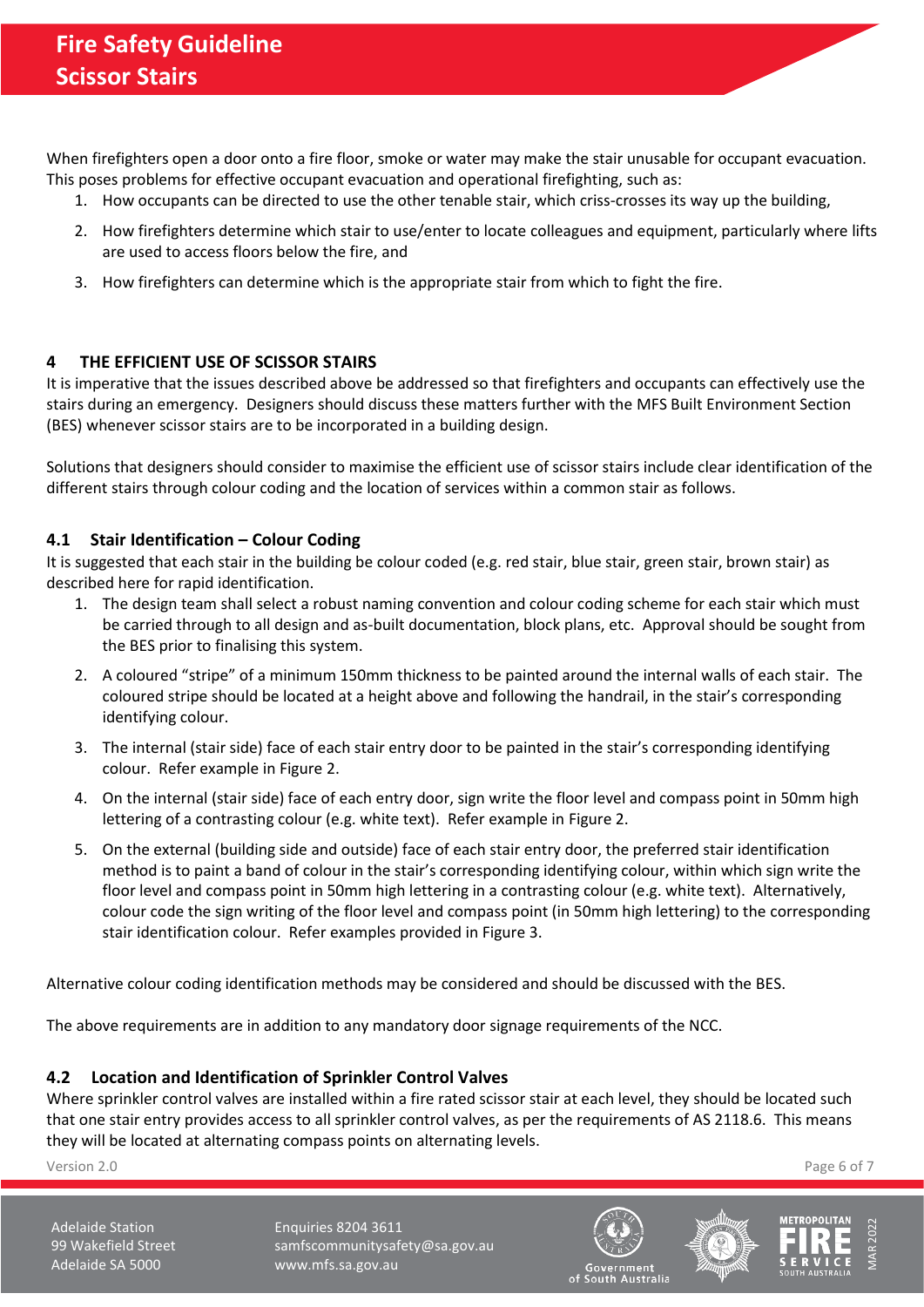When firefighters open a door onto a fire floor, smoke or water may make the stair unusable for occupant evacuation. This poses problems for effective occupant evacuation and operational firefighting, such as:

1. How occupants can be directed to use the other tenable stair, which criss-crosses its way up the building,
2. How firefighters determine which stair to use/enter to locate colleagues and equipment, particularly where lifts are used to access floors below the fire, and
3. How firefighters can determine which is the appropriate stair from which to fight the fire.

## 4 THE EFFICIENT USE OF SCISSOR STAIRS

It is imperative that the issues described above be addressed so that firefighters and occupants can effectively use the stairs during an emergency. Designers should discuss these matters further with the MFS Built Environment Section (BES) whenever scissor stairs are to be incorporated in a building design.

Solutions that designers should consider to maximise the efficient use of scissor stairs include clear identification of the different stairs through colour coding and the location of services within a common stair as follows.

### 4.1 Stair Identification – Colour Coding

It is suggested that each stair in the building be colour coded (e.g. red stair, blue stair, green stair, brown stair) as described here for rapid identification.

1. The design team shall select a robust naming convention and colour coding scheme for each stair which must be carried through to all design and as-built documentation, block plans, etc. Approval should be sought from the BES prior to finalising this system.
2. A coloured "stripe" of a minimum 150mm thickness to be painted around the internal walls of each stair. The coloured stripe should be located at a height above and following the handrail, in the stair's corresponding identifying colour.
3. The internal (stair side) face of each stair entry door to be painted in the stair's corresponding identifying colour. Refer example in Figure 2.
4. On the internal (stair side) face of each entry door, sign write the floor level and compass point in 50mm high lettering of a contrasting colour (e.g. white text). Refer example in Figure 2.
5. On the external (building side and outside) face of each stair entry door, the preferred stair identification method is to paint a band of colour in the stair's corresponding identifying colour, within which sign write the floor level and compass point in 50mm high lettering in a contrasting colour (e.g. white text). Alternatively, colour code the sign writing of the floor level and compass point (in 50mm high lettering) to the corresponding stair identification colour. Refer examples provided in Figure 3.

Alternative colour coding identification methods may be considered and should be discussed with the BES.

The above requirements are in addition to any mandatory door signage requirements of the NCC.

### 4.2 Location and Identification of Sprinkler Control Valves

Where sprinkler control valves are installed within a fire rated scissor stair at each level, they should be located such that one stair entry provides access to all sprinkler control valves, as per the requirements of AS 2118.6. This means they will be located at alternating compass points on alternating levels.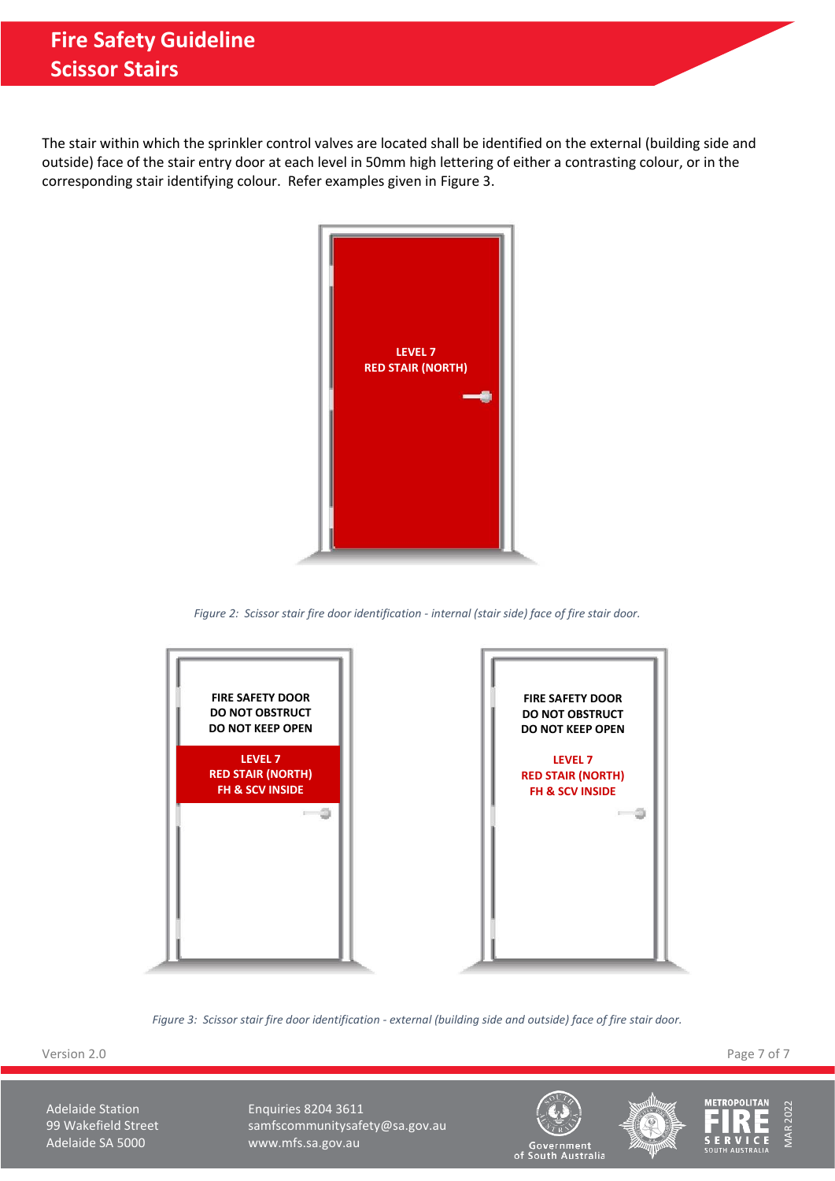The stair within which the sprinkler control valves are located shall be identified on the external (building side and outside) face of the stair entry door at each level in 50mm high lettering of either a contrasting colour, or in the corresponding stair identifying colour. Refer examples given in Figure 3.

LEVEL 7
RED STAIR (NORTH)

*Figure 2: Scissor stair fire door identification - internal (stair side) face of fire stair door.*

FIRE SAFETY DOOR
DO NOT OBSTRUCT
DO NOT KEEP OPEN

LEVEL 7
RED STAIR (NORTH)
FH & SCV INSIDE

FIRE SAFETY DOOR
DO NOT OBSTRUCT
DO NOT KEEP OPEN

LEVEL 7
RED STAIR (NORTH)
FH & SCV INSIDE

*Figure 3: Scissor stair fire door identification - external (building side and outside) face of fire stair door.*